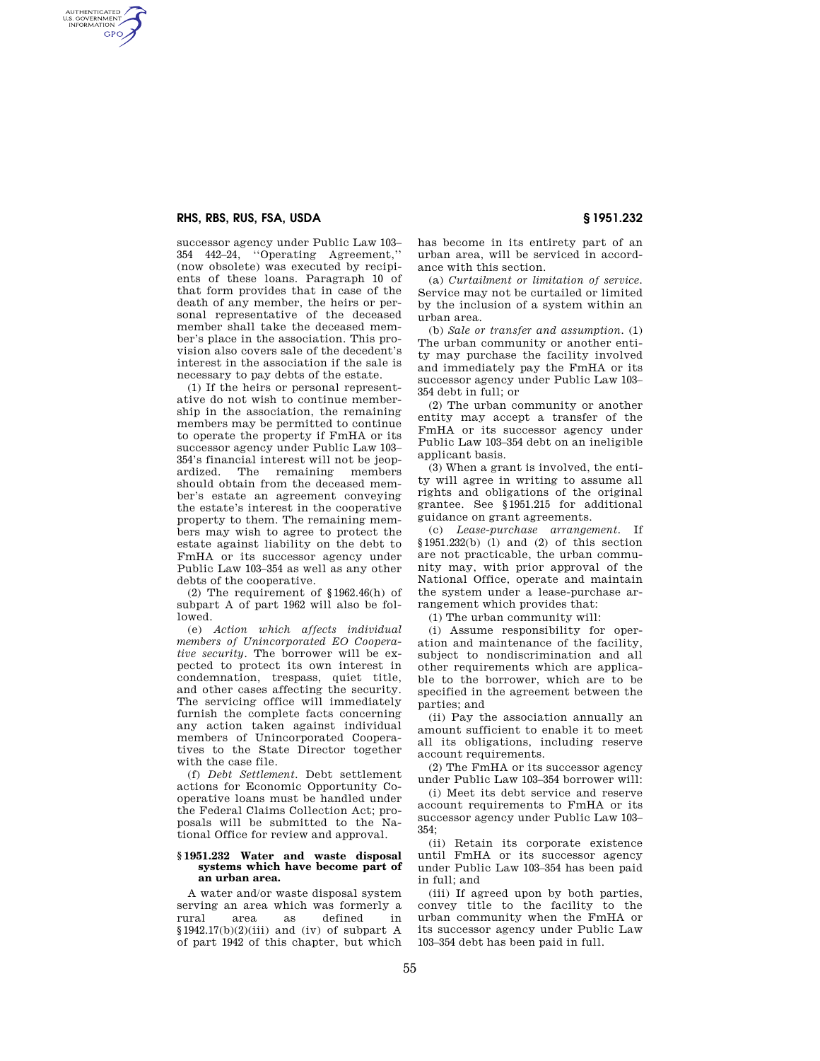successor agency under Public Law 103–354 442–24, "Operating Agreement," (now obsolete) was executed by recipients of these loans. Paragraph 10 of that form provides that in case of the death of any member, the heirs or personal representative of the deceased member shall take the deceased member's place in the association. This provision also covers sale of the decedent's interest in the association if the sale is necessary to pay debts of the estate.

(1) If the heirs or personal representative do not wish to continue membership in the association, the remaining members may be permitted to continue to operate the property if FmHA or its successor agency under Public Law 103–354's financial interest will not be jeopardized. The remaining members should obtain from the deceased member's estate an agreement conveying the estate's interest in the cooperative property to them. The remaining members may wish to agree to protect the estate against liability on the debt to FmHA or its successor agency under Public Law 103–354 as well as any other debts of the cooperative.

(2) The requirement of §1962.46(h) of subpart A of part 1962 will also be followed.

(e) *Action which affects individual members of Unincorporated EO Cooperative security.* The borrower will be expected to protect its own interest in condemnation, trespass, quiet title, and other cases affecting the security. The servicing office will immediately furnish the complete facts concerning any action taken against individual members of Unincorporated Cooperatives to the State Director together with the case file.

(f) *Debt Settlement.* Debt settlement actions for Economic Opportunity Cooperative loans must be handled under the Federal Claims Collection Act; proposals will be submitted to the National Office for review and approval.

### § 1951.232 Water and waste disposal systems which have become part of an urban area.

A water and/or waste disposal system serving an area which was formerly a rural area as defined in §1942.17(b)(2)(iii) and (iv) of subpart A of part 1942 of this chapter, but which has become in its entirety part of an urban area, will be serviced in accordance with this section.

(a) *Curtailment or limitation of service.* Service may not be curtailed or limited by the inclusion of a system within an urban area.

(b) *Sale or transfer and assumption.* (1) The urban community or another entity may purchase the facility involved and immediately pay the FmHA or its successor agency under Public Law 103–354 debt in full; or

(2) The urban community or another entity may accept a transfer of the FmHA or its successor agency under Public Law 103–354 debt on an ineligible applicant basis.

(3) When a grant is involved, the entity will agree in writing to assume all rights and obligations of the original grantee. See §1951.215 for additional guidance on grant agreements.

(c) *Lease-purchase arrangement.* If §1951.232(b) (1) and (2) of this section are not practicable, the urban community may, with prior approval of the National Office, operate and maintain the system under a lease-purchase arrangement which provides that:

(1) The urban community will:

(i) Assume responsibility for operation and maintenance of the facility, subject to nondiscrimination and all other requirements which are applicable to the borrower, which are to be specified in the agreement between the parties; and

(ii) Pay the association annually an amount sufficient to enable it to meet all its obligations, including reserve account requirements.

(2) The FmHA or its successor agency under Public Law 103–354 borrower will:

(i) Meet its debt service and reserve account requirements to FmHA or its successor agency under Public Law 103–354;

(ii) Retain its corporate existence until FmHA or its successor agency under Public Law 103–354 has been paid in full; and

(iii) If agreed upon by both parties, convey title to the facility to the urban community when the FmHA or its successor agency under Public Law 103–354 debt has been paid in full.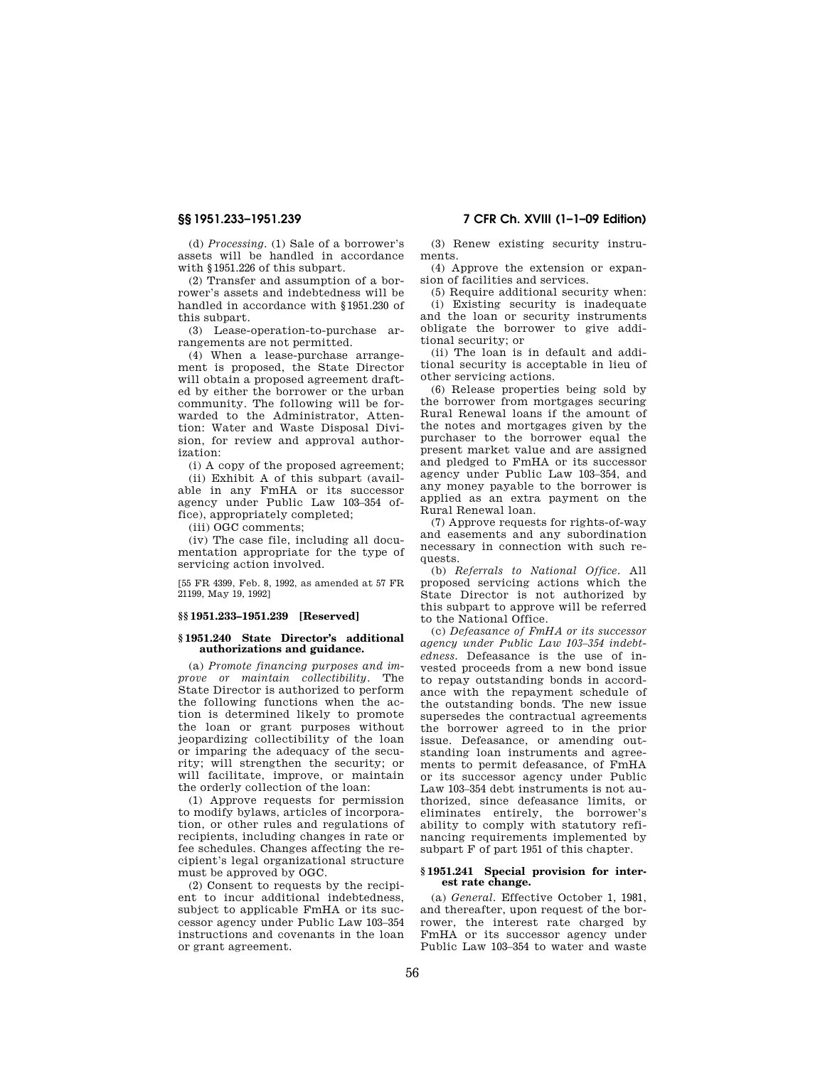(d) *Processing*. (1) Sale of a borrower's assets will be handled in accordance with §1951.226 of this subpart.

(2) Transfer and assumption of a borrower's assets and indebtedness will be handled in accordance with §1951.230 of this subpart.

(3) Lease-operation-to-purchase arrangements are not permitted.

(4) When a lease-purchase arrangement is proposed, the State Director will obtain a proposed agreement drafted by either the borrower or the urban community. The following will be forwarded to the Administrator, Attention: Water and Waste Disposal Division, for review and approval authorization:

(i) A copy of the proposed agreement;

(ii) Exhibit A of this subpart (available in any FmHA or its successor agency under Public Law 103–354 office), appropriately completed;

(iii) OGC comments;

(iv) The case file, including all documentation appropriate for the type of servicing action involved.

[55 FR 4399, Feb. 8, 1992, as amended at 57 FR 21199, May 19, 1992]

## §§ 1951.233–1951.239 [Reserved]

## § 1951.240 State Director's additional authorizations and guidance.

(a) *Promote financing purposes and improve or maintain collectibility*. The State Director is authorized to perform the following functions when the action is determined likely to promote the loan or grant purposes without jeopardizing collectibility of the loan or imparing the adequacy of the security; will strengthen the security; or will facilitate, improve, or maintain the orderly collection of the loan:

(1) Approve requests for permission to modify bylaws, articles of incorporation, or other rules and regulations of recipients, including changes in rate or fee schedules. Changes affecting the recipient's legal organizational structure must be approved by OGC.

(2) Consent to requests by the recipient to incur additional indebtedness, subject to applicable FmHA or its successor agency under Public Law 103–354 instructions and covenants in the loan or grant agreement.

(3) Renew existing security instruments.

(4) Approve the extension or expansion of facilities and services.

(5) Require additional security when:

(i) Existing security is inadequate and the loan or security instruments obligate the borrower to give additional security; or

(ii) The loan is in default and additional security is acceptable in lieu of other servicing actions.

(6) Release properties being sold by the borrower from mortgages securing Rural Renewal loans if the amount of the notes and mortgages given by the purchaser to the borrower equal the present market value and are assigned and pledged to FmHA or its successor agency under Public Law 103–354, and any money payable to the borrower is applied as an extra payment on the Rural Renewal loan.

(7) Approve requests for rights-of-way and easements and any subordination necessary in connection with such requests.

(b) *Referrals to National Office*. All proposed servicing actions which the State Director is not authorized by this subpart to approve will be referred to the National Office.

(c) *Defeasance of FmHA or its successor agency under Public Law 103–354 indebtedness*. Defeasance is the use of invested proceeds from a new bond issue to repay outstanding bonds in accordance with the repayment schedule of the outstanding bonds. The new issue supersedes the contractual agreements the borrower agreed to in the prior issue. Defeasance, or amending outstanding loan instruments and agreements to permit defeasance, of FmHA or its successor agency under Public Law 103–354 debt instruments is not authorized, since defeasance limits, or eliminates entirely, the borrower's ability to comply with statutory refinancing requirements implemented by subpart F of part 1951 of this chapter.

## § 1951.241 Special provision for interest rate change.

(a) *General*. Effective October 1, 1981, and thereafter, upon request of the borrower, the interest rate charged by FmHA or its successor agency under Public Law 103–354 to water and waste